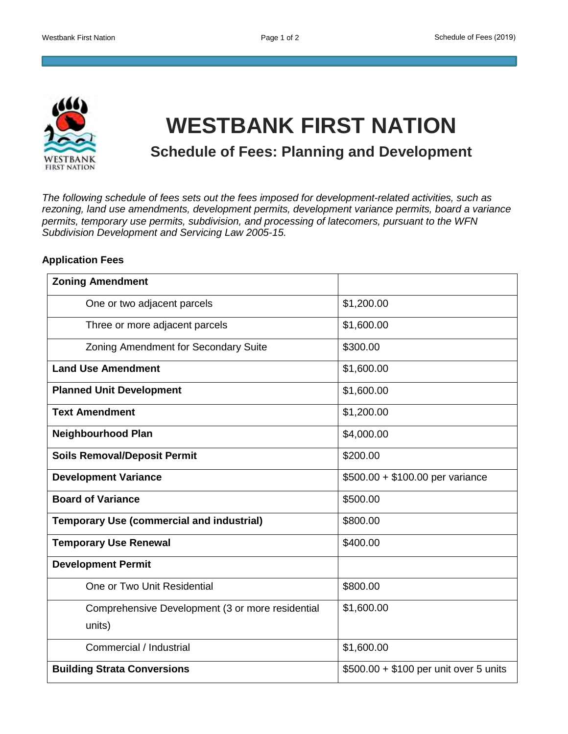# WESTBANK FIRST NATION

## Schedule of Fees: Planning and Development

*The following schedule of fees sets out the fees imposed for development-related activities, such as rezoning, land use amendments, development permits, development variance permits, board a variance permits, temporary use permits, subdivision, and processing of latecomers, pursuant to the WFN Subdivision Development and Servicing Law 2005-15.*

**Application Fees**

| **Zoning Amendment** | |
|---|---|
| One or two adjacent parcels | $1,200.00 |
| Three or more adjacent parcels | $1,600.00 |
| Zoning Amendment for Secondary Suite | $300.00 |
| **Land Use Amendment** | $1,600.00 |
| **Planned Unit Development** | $1,600.00 |
| **Text Amendment** | $1,200.00 |
| **Neighbourhood Plan** | $4,000.00 |
| **Soils Removal/Deposit Permit** | $200.00 |
| **Development Variance** | $500.00 + $100.00 per variance |
| **Board of Variance** | $500.00 |
| **Temporary Use (commercial and industrial)** | $800.00 |
| **Temporary Use Renewal** | $400.00 |
| **Development Permit** | |
| One or Two Unit Residential | $800.00 |
| Comprehensive Development (3 or more residential units) | $1,600.00 |
| Commercial / Industrial | $1,600.00 |
| **Building Strata Conversions** | $500.00 + $100 per unit over 5 units |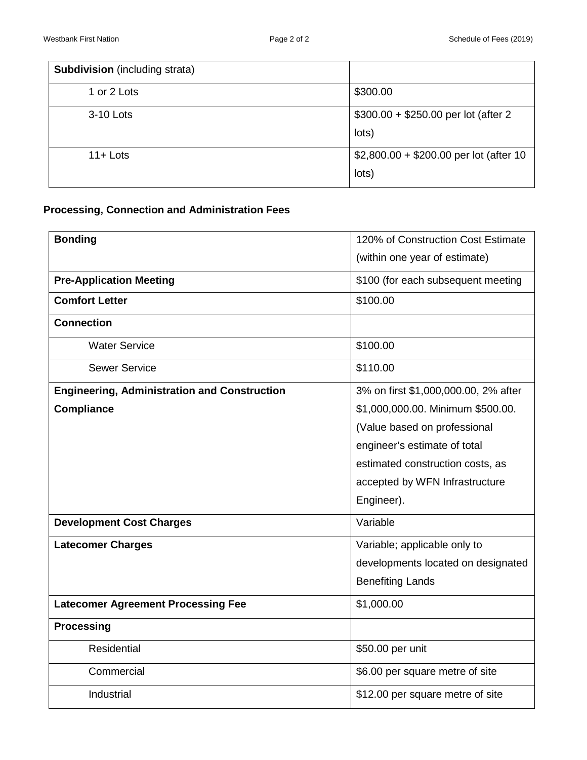| | |
|---|---|
| **Subdivision** (including strata) | |
| 1 or 2 Lots | $300.00 |
| 3-10 Lots | $300.00 + $250.00 per lot (after 2 lots) |
| 11+ Lots | $2,800.00 + $200.00 per lot (after 10 lots) |

### Processing, Connection and Administration Fees

| | |
|---|---|
| **Bonding** | 120% of Construction Cost Estimate (within one year of estimate) |
| **Pre-Application Meeting** | $100 (for each subsequent meeting |
| **Comfort Letter** | $100.00 |
| **Connection** | |
| Water Service | $100.00 |
| Sewer Service | $110.00 |
| **Engineering, Administration and Construction Compliance** | 3% on first $1,000,000.00, 2% after $1,000,000.00. Minimum $500.00. (Value based on professional engineer's estimate of total estimated construction costs, as accepted by WFN Infrastructure Engineer). |
| **Development Cost Charges** | Variable |
| **Latecomer Charges** | Variable; applicable only to developments located on designated Benefiting Lands |
| **Latecomer Agreement Processing Fee** | $1,000.00 |
| **Processing** | |
| Residential | $50.00 per unit |
| Commercial | $6.00 per square metre of site |
| Industrial | $12.00 per square metre of site |